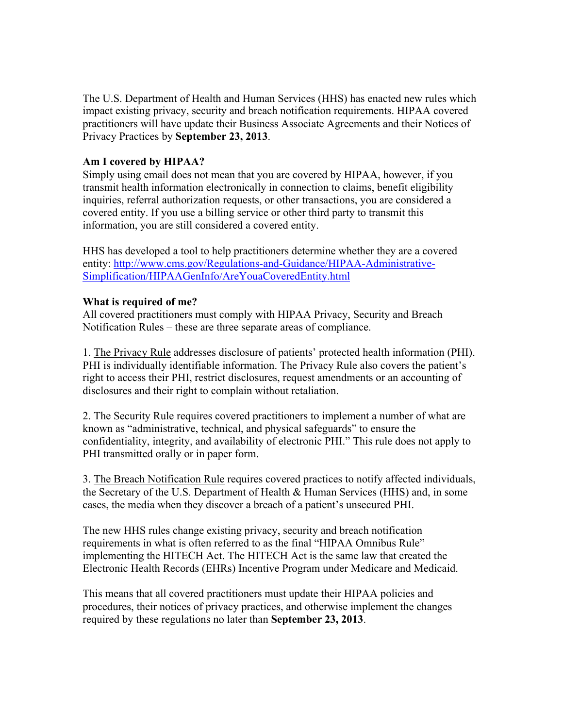The U.S. Department of Health and Human Services (HHS) has enacted new rules which impact existing privacy, security and breach notification requirements. HIPAA covered practitioners will have update their Business Associate Agreements and their Notices of Privacy Practices by **September 23, 2013**.

**Am I covered by HIPAA?**

Simply using email does not mean that you are covered by HIPAA, however, if you transmit health information electronically in connection to claims, benefit eligibility inquiries, referral authorization requests, or other transactions, you are considered a covered entity. If you use a billing service or other third party to transmit this information, you are still considered a covered entity.

HHS has developed a tool to help practitioners determine whether they are a covered entity: [http://www.cms.gov/Regulations-and-Guidance/HIPAA-Administrative-Simplification/HIPAAGenInfo/AreYouaCoveredEntity.html](http://www.cms.gov/Regulations-and-Guidance/HIPAA-Administrative-Simplification/HIPAAGenInfo/AreYouaCoveredEntity.html)

**What is required of me?**

All covered practitioners must comply with HIPAA Privacy, Security and Breach Notification Rules – these are three separate areas of compliance.

1. The Privacy Rule addresses disclosure of patients' protected health information (PHI). PHI is individually identifiable information. The Privacy Rule also covers the patient's right to access their PHI, restrict disclosures, request amendments or an accounting of disclosures and their right to complain without retaliation.

2. The Security Rule requires covered practitioners to implement a number of what are known as "administrative, technical, and physical safeguards" to ensure the confidentiality, integrity, and availability of electronic PHI." This rule does not apply to PHI transmitted orally or in paper form.

3. The Breach Notification Rule requires covered practices to notify affected individuals, the Secretary of the U.S. Department of Health & Human Services (HHS) and, in some cases, the media when they discover a breach of a patient's unsecured PHI.

The new HHS rules change existing privacy, security and breach notification requirements in what is often referred to as the final "HIPAA Omnibus Rule" implementing the HITECH Act. The HITECH Act is the same law that created the Electronic Health Records (EHRs) Incentive Program under Medicare and Medicaid.

This means that all covered practitioners must update their HIPAA policies and procedures, their notices of privacy practices, and otherwise implement the changes required by these regulations no later than **September 23, 2013**.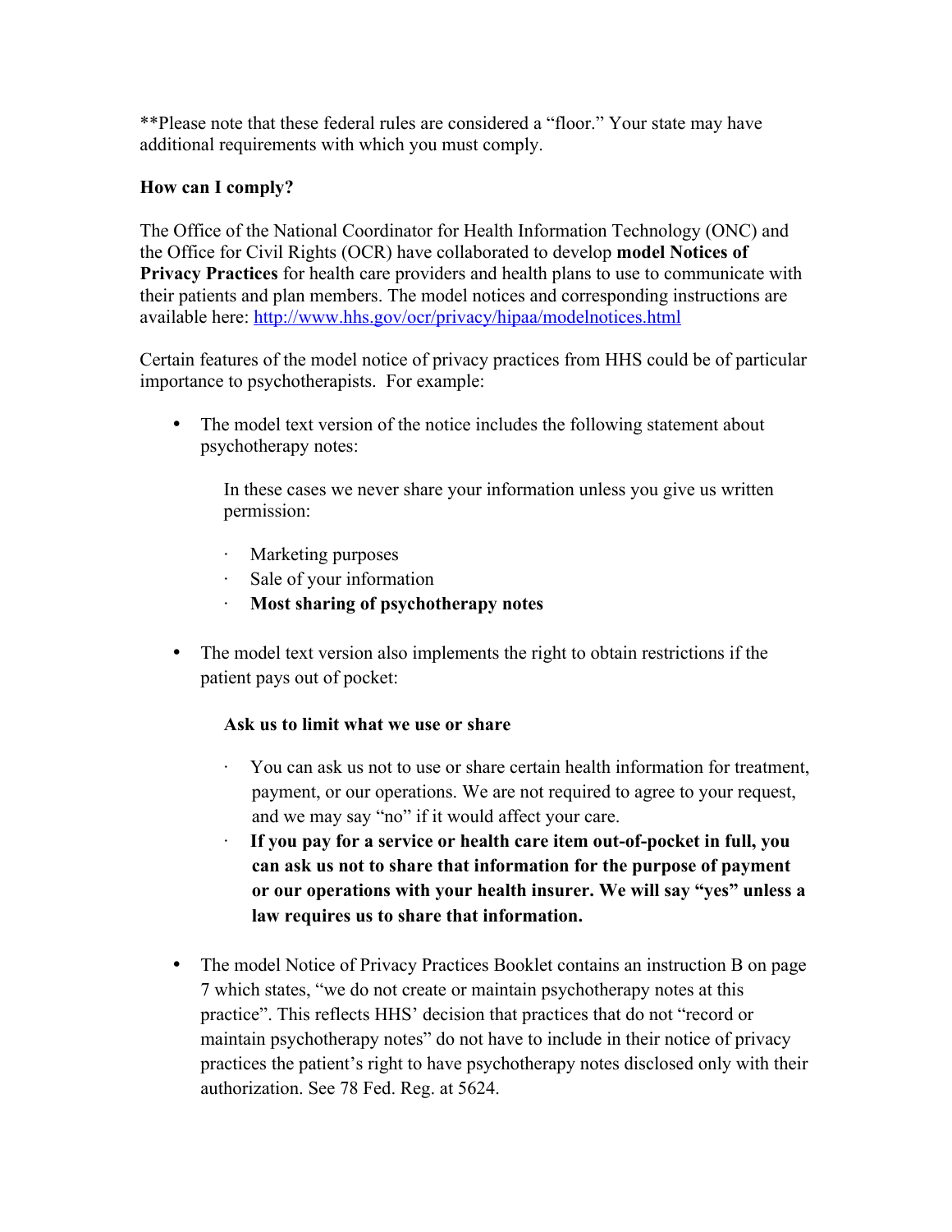**Please note that these federal rules are considered a "floor." Your state may have additional requirements with which you must comply.

**How can I comply?**

The Office of the National Coordinator for Health Information Technology (ONC) and the Office for Civil Rights (OCR) have collaborated to develop **model Notices of Privacy Practices** for health care providers and health plans to use to communicate with their patients and plan members. The model notices and corresponding instructions are available here: [http://www.hhs.gov/ocr/privacy/hipaa/modelnotices.html](http://www.hhs.gov/ocr/privacy/hipaa/modelnotices.html)

Certain features of the model notice of privacy practices from HHS could be of particular importance to psychotherapists. For example:

- The model text version of the notice includes the following statement about psychotherapy notes:

  In these cases we never share your information unless you give us written permission:

  - Marketing purposes
  - Sale of your information
  - **Most sharing of psychotherapy notes**

- The model text version also implements the right to obtain restrictions if the patient pays out of pocket:

  **Ask us to limit what we use or share**

  - You can ask us not to use or share certain health information for treatment, payment, or our operations. We are not required to agree to your request, and we may say "no" if it would affect your care.
  - **If you pay for a service or health care item out-of-pocket in full, you can ask us not to share that information for the purpose of payment or our operations with your health insurer. We will say "yes" unless a law requires us to share that information.**

- The model Notice of Privacy Practices Booklet contains an instruction B on page 7 which states, "we do not create or maintain psychotherapy notes at this practice". This reflects HHS' decision that practices that do not "record or maintain psychotherapy notes" do not have to include in their notice of privacy practices the patient's right to have psychotherapy notes disclosed only with their authorization. See 78 Fed. Reg. at 5624.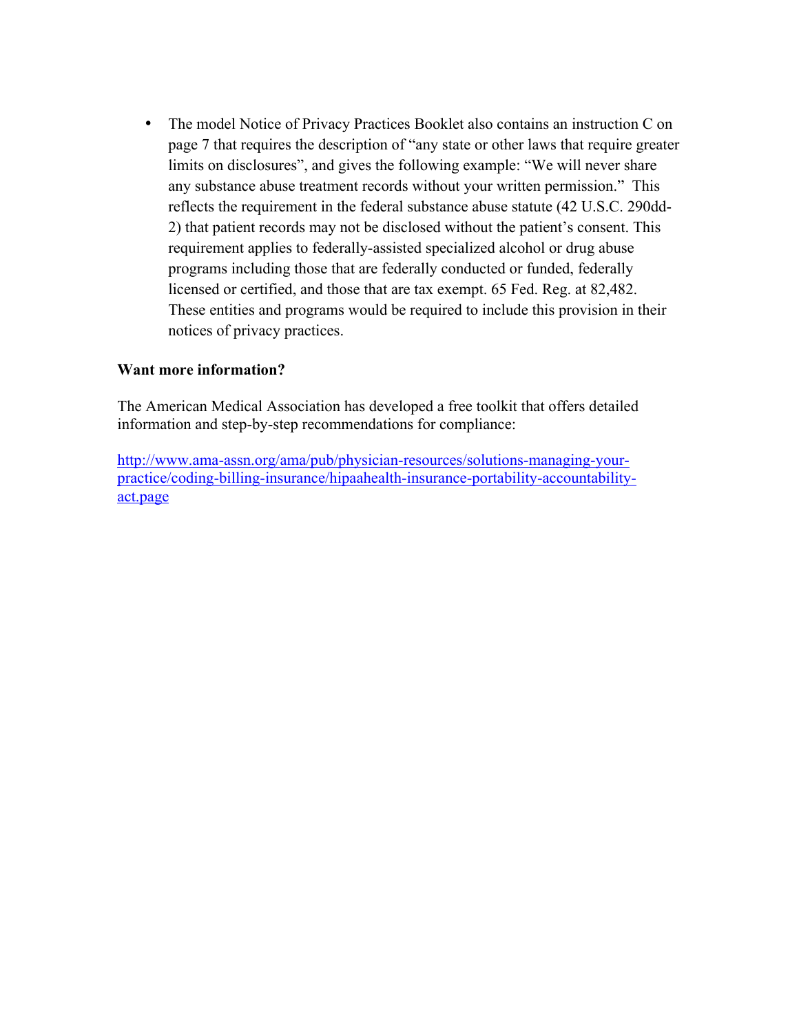- The model Notice of Privacy Practices Booklet also contains an instruction C on page 7 that requires the description of "any state or other laws that require greater limits on disclosures", and gives the following example: "We will never share any substance abuse treatment records without your written permission." This reflects the requirement in the federal substance abuse statute (42 U.S.C. 290dd-2) that patient records may not be disclosed without the patient's consent. This requirement applies to federally-assisted specialized alcohol or drug abuse programs including those that are federally conducted or funded, federally licensed or certified, and those that are tax exempt. 65 Fed. Reg. at 82,482. These entities and programs would be required to include this provision in their notices of privacy practices.

**Want more information?**

The American Medical Association has developed a free toolkit that offers detailed information and step-by-step recommendations for compliance:

http://www.ama-assn.org/ama/pub/physician-resources/solutions-managing-your-practice/coding-billing-insurance/hipaahealth-insurance-portability-accountability-act.page